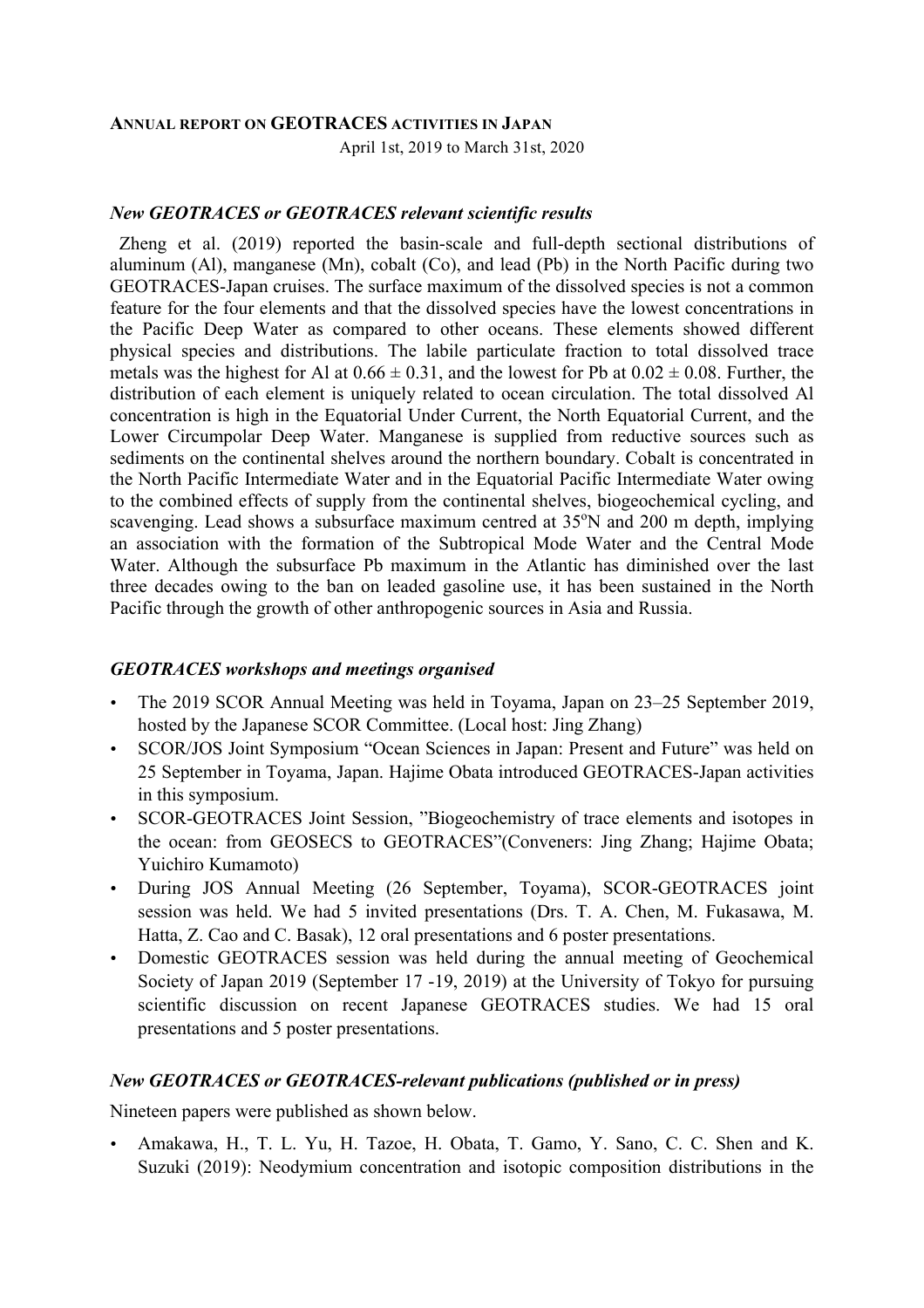# Annual report on GEOTRACES activities in Japan

April 1st, 2019 to March 31st, 2020

### *New GEOTRACES or GEOTRACES relevant scientific results*

Zheng et al. (2019) reported the basin-scale and full-depth sectional distributions of aluminum (Al), manganese (Mn), cobalt (Co), and lead (Pb) in the North Pacific during two GEOTRACES-Japan cruises. The surface maximum of the dissolved species is not a common feature for the four elements and that the dissolved species have the lowest concentrations in the Pacific Deep Water as compared to other oceans. These elements showed different physical species and distributions. The labile particulate fraction to total dissolved trace metals was the highest for Al at $0.66 \pm 0.31$, and the lowest for Pb at $0.02 \pm 0.08$. Further, the distribution of each element is uniquely related to ocean circulation. The total dissolved Al concentration is high in the Equatorial Under Current, the North Equatorial Current, and the Lower Circumpolar Deep Water. Manganese is supplied from reductive sources such as sediments on the continental shelves around the northern boundary. Cobalt is concentrated in the North Pacific Intermediate Water and in the Equatorial Pacific Intermediate Water owing to the combined effects of supply from the continental shelves, biogeochemical cycling, and scavenging. Lead shows a subsurface maximum centred at 35$^{o}$N and 200 m depth, implying an association with the formation of the Subtropical Mode Water and the Central Mode Water. Although the subsurface Pb maximum in the Atlantic has diminished over the last three decades owing to the ban on leaded gasoline use, it has been sustained in the North Pacific through the growth of other anthropogenic sources in Asia and Russia.

### *GEOTRACES workshops and meetings organised*

- The 2019 SCOR Annual Meeting was held in Toyama, Japan on 23–25 September 2019, hosted by the Japanese SCOR Committee. (Local host: Jing Zhang)
- SCOR/JOS Joint Symposium "Ocean Sciences in Japan: Present and Future" was held on 25 September in Toyama, Japan. Hajime Obata introduced GEOTRACES-Japan activities in this symposium.
- SCOR-GEOTRACES Joint Session, "Biogeochemistry of trace elements and isotopes in the ocean: from GEOSECS to GEOTRACES"(Conveners: Jing Zhang; Hajime Obata; Yuichiro Kumamoto)
- During JOS Annual Meeting (26 September, Toyama), SCOR-GEOTRACES joint session was held. We had 5 invited presentations (Drs. T. A. Chen, M. Fukasawa, M. Hatta, Z. Cao and C. Basak), 12 oral presentations and 6 poster presentations.
- Domestic GEOTRACES session was held during the annual meeting of Geochemical Society of Japan 2019 (September 17 -19, 2019) at the University of Tokyo for pursuing scientific discussion on recent Japanese GEOTRACES studies. We had 15 oral presentations and 5 poster presentations.

### *New GEOTRACES or GEOTRACES-relevant publications (published or in press)*

Nineteen papers were published as shown below.

- Amakawa, H., T. L. Yu, H. Tazoe, H. Obata, T. Gamo, Y. Sano, C. C. Shen and K. Suzuki (2019): Neodymium concentration and isotopic composition distributions in the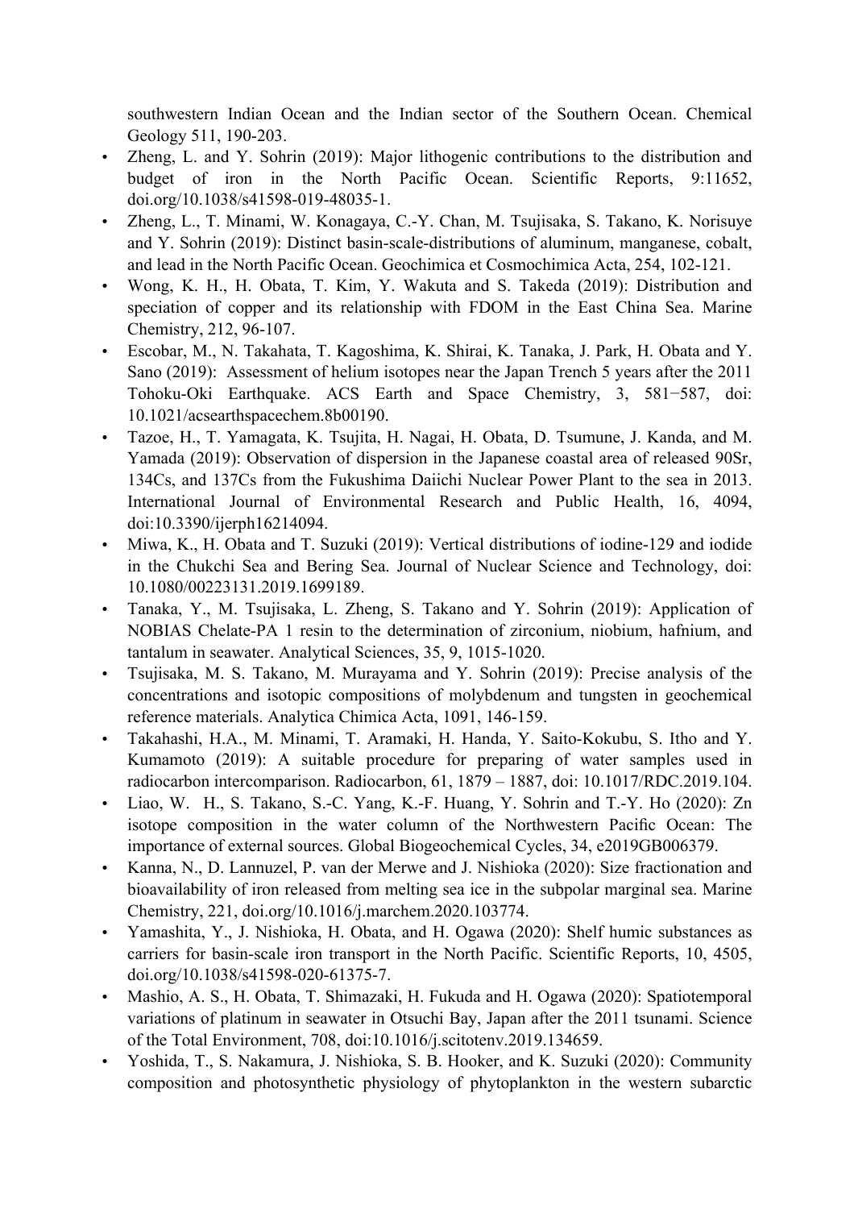southwestern Indian Ocean and the Indian sector of the Southern Ocean. Chemical Geology 511, 190-203.

- Zheng, L. and Y. Sohrin (2019): Major lithogenic contributions to the distribution and budget of iron in the North Pacific Ocean. Scientific Reports, 9:11652, doi.org/10.1038/s41598-019-48035-1.
- Zheng, L., T. Minami, W. Konagaya, C.-Y. Chan, M. Tsujisaka, S. Takano, K. Norisuye and Y. Sohrin (2019): Distinct basin-scale-distributions of aluminum, manganese, cobalt, and lead in the North Pacific Ocean. Geochimica et Cosmochimica Acta, 254, 102-121.
- Wong, K. H., H. Obata, T. Kim, Y. Wakuta and S. Takeda (2019): Distribution and speciation of copper and its relationship with FDOM in the East China Sea. Marine Chemistry, 212, 96-107.
- Escobar, M., N. Takahata, T. Kagoshima, K. Shirai, K. Tanaka, J. Park, H. Obata and Y. Sano (2019): Assessment of helium isotopes near the Japan Trench 5 years after the 2011 Tohoku-Oki Earthquake. ACS Earth and Space Chemistry, 3, 581−587, doi: 10.1021/acsearthspacechem.8b00190.
- Tazoe, H., T. Yamagata, K. Tsujita, H. Nagai, H. Obata, D. Tsumune, J. Kanda, and M. Yamada (2019): Observation of dispersion in the Japanese coastal area of released 90Sr, 134Cs, and 137Cs from the Fukushima Daiichi Nuclear Power Plant to the sea in 2013. International Journal of Environmental Research and Public Health, 16, 4094, doi:10.3390/ijerph16214094.
- Miwa, K., H. Obata and T. Suzuki (2019): Vertical distributions of iodine-129 and iodide in the Chukchi Sea and Bering Sea. Journal of Nuclear Science and Technology, doi: 10.1080/00223131.2019.1699189.
- Tanaka, Y., M. Tsujisaka, L. Zheng, S. Takano and Y. Sohrin (2019): Application of NOBIAS Chelate-PA 1 resin to the determination of zirconium, niobium, hafnium, and tantalum in seawater. Analytical Sciences, 35, 9, 1015-1020.
- Tsujisaka, M. S. Takano, M. Murayama and Y. Sohrin (2019): Precise analysis of the concentrations and isotopic compositions of molybdenum and tungsten in geochemical reference materials. Analytica Chimica Acta, 1091, 146-159.
- Takahashi, H.A., M. Minami, T. Aramaki, H. Handa, Y. Saito-Kokubu, S. Itho and Y. Kumamoto (2019): A suitable procedure for preparing of water samples used in radiocarbon intercomparison. Radiocarbon, 61, 1879 – 1887, doi: 10.1017/RDC.2019.104.
- Liao, W. H., S. Takano, S.-C. Yang, K.-F. Huang, Y. Sohrin and T.-Y. Ho (2020): Zn isotope composition in the water column of the Northwestern Pacific Ocean: The importance of external sources. Global Biogeochemical Cycles, 34, e2019GB006379.
- Kanna, N., D. Lannuzel, P. van der Merwe and J. Nishioka (2020): Size fractionation and bioavailability of iron released from melting sea ice in the subpolar marginal sea. Marine Chemistry, 221, doi.org/10.1016/j.marchem.2020.103774.
- Yamashita, Y., J. Nishioka, H. Obata, and H. Ogawa (2020): Shelf humic substances as carriers for basin-scale iron transport in the North Pacific. Scientific Reports, 10, 4505, doi.org/10.1038/s41598-020-61375-7.
- Mashio, A. S., H. Obata, T. Shimazaki, H. Fukuda and H. Ogawa (2020): Spatiotemporal variations of platinum in seawater in Otsuchi Bay, Japan after the 2011 tsunami. Science of the Total Environment, 708, doi:10.1016/j.scitotenv.2019.134659.
- Yoshida, T., S. Nakamura, J. Nishioka, S. B. Hooker, and K. Suzuki (2020): Community composition and photosynthetic physiology of phytoplankton in the western subarctic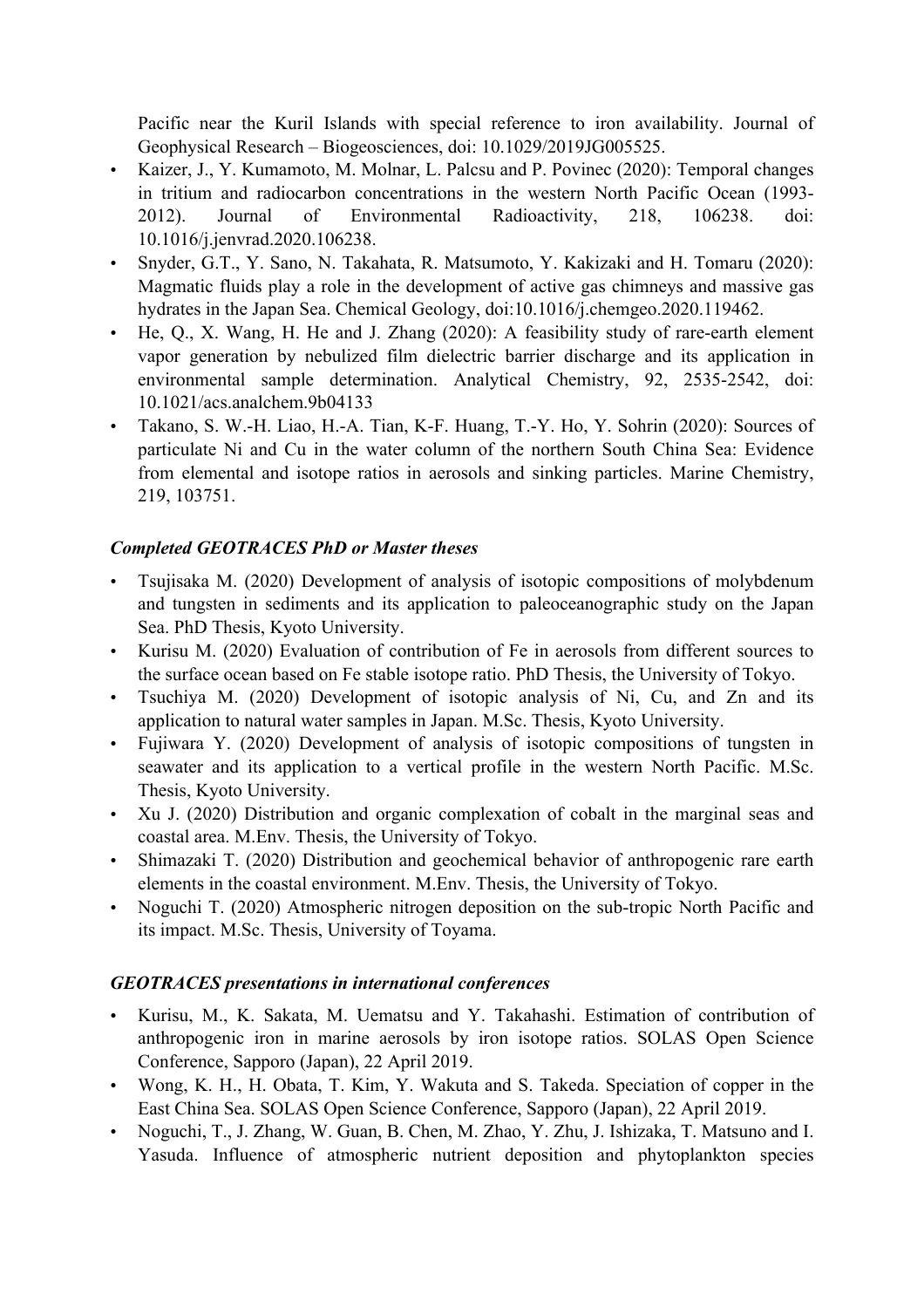Pacific near the Kuril Islands with special reference to iron availability. Journal of Geophysical Research – Biogeosciences, doi: 10.1029/2019JG005525.

- Kaizer, J., Y. Kumamoto, M. Molnar, L. Palcsu and P. Povinec (2020): Temporal changes in tritium and radiocarbon concentrations in the western North Pacific Ocean (1993-2012). Journal of Environmental Radioactivity, 218, 106238. doi: 10.1016/j.jenvrad.2020.106238.
- Snyder, G.T., Y. Sano, N. Takahata, R. Matsumoto, Y. Kakizaki and H. Tomaru (2020): Magmatic fluids play a role in the development of active gas chimneys and massive gas hydrates in the Japan Sea. Chemical Geology, doi:10.1016/j.chemgeo.2020.119462.
- He, Q., X. Wang, H. He and J. Zhang (2020): A feasibility study of rare-earth element vapor generation by nebulized film dielectric barrier discharge and its application in environmental sample determination. Analytical Chemistry, 92, 2535-2542, doi: 10.1021/acs.analchem.9b04133
- Takano, S. W.-H. Liao, H.-A. Tian, K-F. Huang, T.-Y. Ho, Y. Sohrin (2020): Sources of particulate Ni and Cu in the water column of the northern South China Sea: Evidence from elemental and isotope ratios in aerosols and sinking particles. Marine Chemistry, 219, 103751.

### *Completed GEOTRACES PhD or Master theses*

- Tsujisaka M. (2020) Development of analysis of isotopic compositions of molybdenum and tungsten in sediments and its application to paleoceanographic study on the Japan Sea. PhD Thesis, Kyoto University.
- Kurisu M. (2020) Evaluation of contribution of Fe in aerosols from different sources to the surface ocean based on Fe stable isotope ratio. PhD Thesis, the University of Tokyo.
- Tsuchiya M. (2020) Development of isotopic analysis of Ni, Cu, and Zn and its application to natural water samples in Japan. M.Sc. Thesis, Kyoto University.
- Fujiwara Y. (2020) Development of analysis of isotopic compositions of tungsten in seawater and its application to a vertical profile in the western North Pacific. M.Sc. Thesis, Kyoto University.
- Xu J. (2020) Distribution and organic complexation of cobalt in the marginal seas and coastal area. M.Env. Thesis, the University of Tokyo.
- Shimazaki T. (2020) Distribution and geochemical behavior of anthropogenic rare earth elements in the coastal environment. M.Env. Thesis, the University of Tokyo.
- Noguchi T. (2020) Atmospheric nitrogen deposition on the sub-tropic North Pacific and its impact. M.Sc. Thesis, University of Toyama.

### *GEOTRACES presentations in international conferences*

- Kurisu, M., K. Sakata, M. Uematsu and Y. Takahashi. Estimation of contribution of anthropogenic iron in marine aerosols by iron isotope ratios. SOLAS Open Science Conference, Sapporo (Japan), 22 April 2019.
- Wong, K. H., H. Obata, T. Kim, Y. Wakuta and S. Takeda. Speciation of copper in the East China Sea. SOLAS Open Science Conference, Sapporo (Japan), 22 April 2019.
- Noguchi, T., J. Zhang, W. Guan, B. Chen, M. Zhao, Y. Zhu, J. Ishizaka, T. Matsuno and I. Yasuda. Influence of atmospheric nutrient deposition and phytoplankton species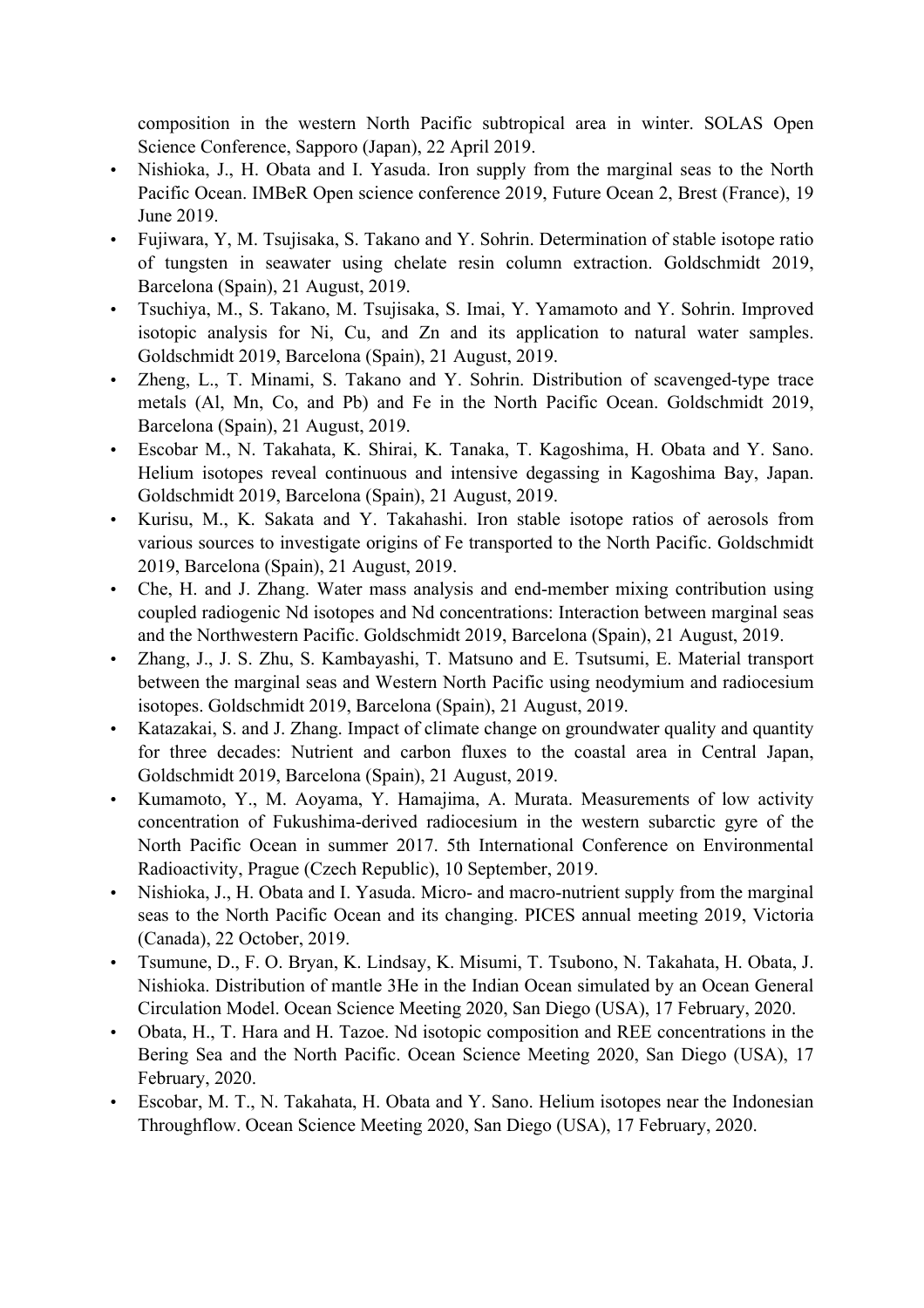composition in the western North Pacific subtropical area in winter. SOLAS Open Science Conference, Sapporo (Japan), 22 April 2019.

- Nishioka, J., H. Obata and I. Yasuda. Iron supply from the marginal seas to the North Pacific Ocean. IMBeR Open science conference 2019, Future Ocean 2, Brest (France), 19 June 2019.
- Fujiwara, Y, M. Tsujisaka, S. Takano and Y. Sohrin. Determination of stable isotope ratio of tungsten in seawater using chelate resin column extraction. Goldschmidt 2019, Barcelona (Spain), 21 August, 2019.
- Tsuchiya, M., S. Takano, M. Tsujisaka, S. Imai, Y. Yamamoto and Y. Sohrin. Improved isotopic analysis for Ni, Cu, and Zn and its application to natural water samples. Goldschmidt 2019, Barcelona (Spain), 21 August, 2019.
- Zheng, L., T. Minami, S. Takano and Y. Sohrin. Distribution of scavenged-type trace metals (Al, Mn, Co, and Pb) and Fe in the North Pacific Ocean. Goldschmidt 2019, Barcelona (Spain), 21 August, 2019.
- Escobar M., N. Takahata, K. Shirai, K. Tanaka, T. Kagoshima, H. Obata and Y. Sano. Helium isotopes reveal continuous and intensive degassing in Kagoshima Bay, Japan. Goldschmidt 2019, Barcelona (Spain), 21 August, 2019.
- Kurisu, M., K. Sakata and Y. Takahashi. Iron stable isotope ratios of aerosols from various sources to investigate origins of Fe transported to the North Pacific. Goldschmidt 2019, Barcelona (Spain), 21 August, 2019.
- Che, H. and J. Zhang. Water mass analysis and end-member mixing contribution using coupled radiogenic Nd isotopes and Nd concentrations: Interaction between marginal seas and the Northwestern Pacific. Goldschmidt 2019, Barcelona (Spain), 21 August, 2019.
- Zhang, J., J. S. Zhu, S. Kambayashi, T. Matsuno and E. Tsutsumi, E. Material transport between the marginal seas and Western North Pacific using neodymium and radiocesium isotopes. Goldschmidt 2019, Barcelona (Spain), 21 August, 2019.
- Katazakai, S. and J. Zhang. Impact of climate change on groundwater quality and quantity for three decades: Nutrient and carbon fluxes to the coastal area in Central Japan, Goldschmidt 2019, Barcelona (Spain), 21 August, 2019.
- Kumamoto, Y., M. Aoyama, Y. Hamajima, A. Murata. Measurements of low activity concentration of Fukushima-derived radiocesium in the western subarctic gyre of the North Pacific Ocean in summer 2017. 5th International Conference on Environmental Radioactivity, Prague (Czech Republic), 10 September, 2019.
- Nishioka, J., H. Obata and I. Yasuda. Micro- and macro-nutrient supply from the marginal seas to the North Pacific Ocean and its changing. PICES annual meeting 2019, Victoria (Canada), 22 October, 2019.
- Tsumune, D., F. O. Bryan, K. Lindsay, K. Misumi, T. Tsubono, N. Takahata, H. Obata, J. Nishioka. Distribution of mantle $^3$He in the Indian Ocean simulated by an Ocean General Circulation Model. Ocean Science Meeting 2020, San Diego (USA), 17 February, 2020.
- Obata, H., T. Hara and H. Tazoe. Nd isotopic composition and REE concentrations in the Bering Sea and the North Pacific. Ocean Science Meeting 2020, San Diego (USA), 17 February, 2020.
- Escobar, M. T., N. Takahata, H. Obata and Y. Sano. Helium isotopes near the Indonesian Throughflow. Ocean Science Meeting 2020, San Diego (USA), 17 February, 2020.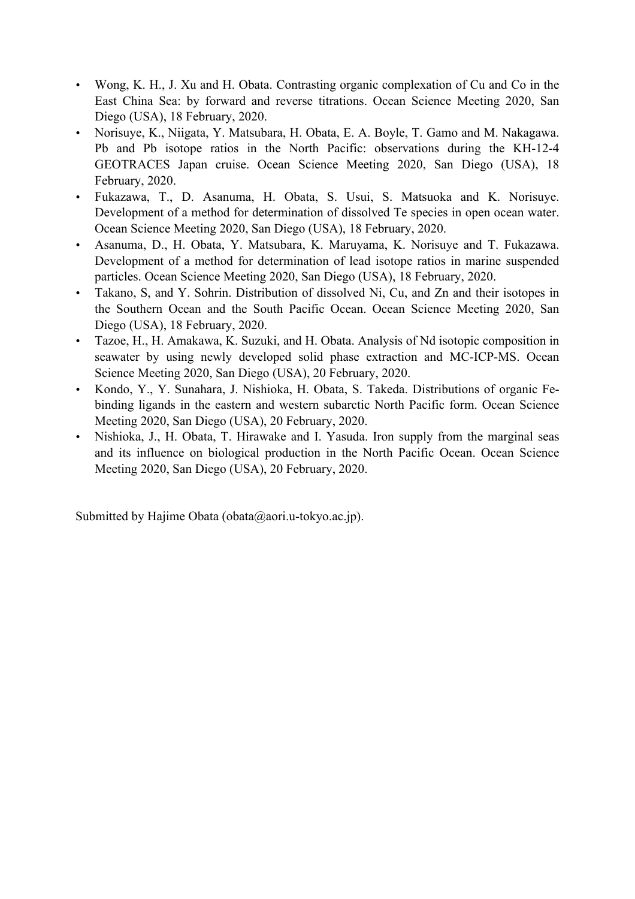- Wong, K. H., J. Xu and H. Obata. Contrasting organic complexation of Cu and Co in the East China Sea: by forward and reverse titrations. Ocean Science Meeting 2020, San Diego (USA), 18 February, 2020.
- Norisuye, K., Niigata, Y. Matsubara, H. Obata, E. A. Boyle, T. Gamo and M. Nakagawa. Pb and Pb isotope ratios in the North Pacific: observations during the KH-12-4 GEOTRACES Japan cruise. Ocean Science Meeting 2020, San Diego (USA), 18 February, 2020.
- Fukazawa, T., D. Asanuma, H. Obata, S. Usui, S. Matsuoka and K. Norisuye. Development of a method for determination of dissolved Te species in open ocean water. Ocean Science Meeting 2020, San Diego (USA), 18 February, 2020.
- Asanuma, D., H. Obata, Y. Matsubara, K. Maruyama, K. Norisuye and T. Fukazawa. Development of a method for determination of lead isotope ratios in marine suspended particles. Ocean Science Meeting 2020, San Diego (USA), 18 February, 2020.
- Takano, S, and Y. Sohrin. Distribution of dissolved Ni, Cu, and Zn and their isotopes in the Southern Ocean and the South Pacific Ocean. Ocean Science Meeting 2020, San Diego (USA), 18 February, 2020.
- Tazoe, H., H. Amakawa, K. Suzuki, and H. Obata. Analysis of Nd isotopic composition in seawater by using newly developed solid phase extraction and MC-ICP-MS. Ocean Science Meeting 2020, San Diego (USA), 20 February, 2020.
- Kondo, Y., Y. Sunahara, J. Nishioka, H. Obata, S. Takeda. Distributions of organic Fe-binding ligands in the eastern and western subarctic North Pacific form. Ocean Science Meeting 2020, San Diego (USA), 20 February, 2020.
- Nishioka, J., H. Obata, T. Hirawake and I. Yasuda. Iron supply from the marginal seas and its influence on biological production in the North Pacific Ocean. Ocean Science Meeting 2020, San Diego (USA), 20 February, 2020.

Submitted by Hajime Obata (obata@aori.u-tokyo.ac.jp).